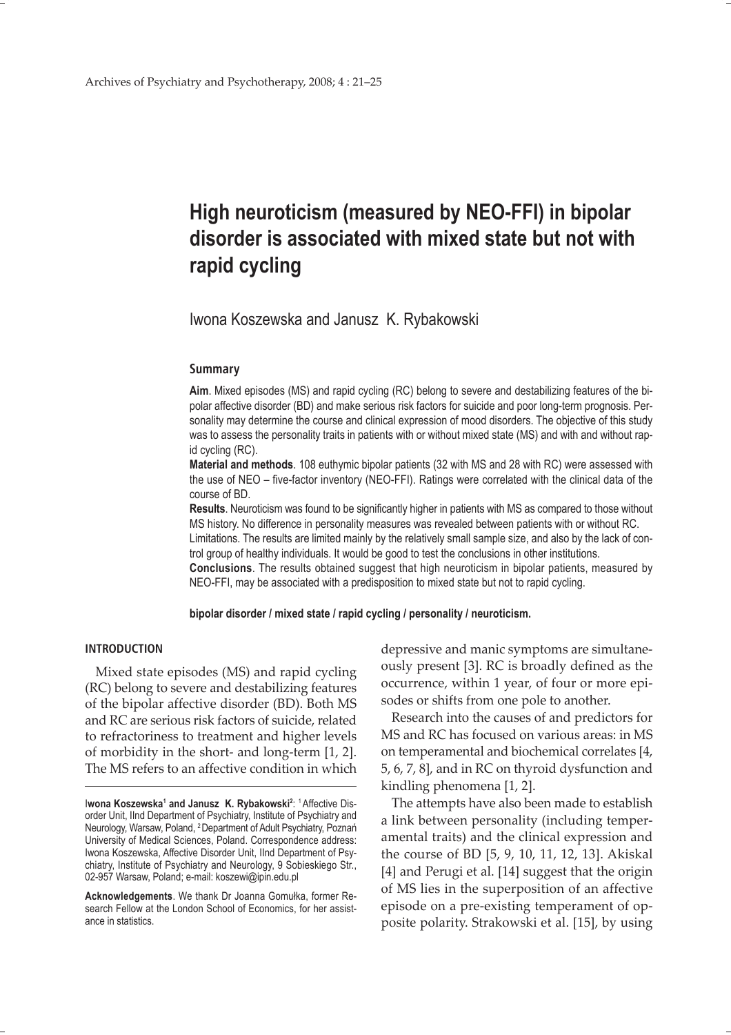# High neuroticism (measured by NEO-FFI) in bipolar disorder is associated with mixed state but not with rapid cycling

Iwona Koszewska and Janusz K. Rybakowski

### Summary

**Aim**. Mixed episodes (MS) and rapid cycling (RC) belong to severe and destabilizing features of the bipolar affective disorder (BD) and make serious risk factors for suicide and poor long-term prognosis. Personality may determine the course and clinical expression of mood disorders. The objective of this study was to assess the personality traits in patients with or without mixed state (MS) and with and without rapid cycling (RC).

**Material and methods**. 108 euthymic bipolar patients (32 with MS and 28 with RC) were assessed with the use of NEO – five-factor inventory (NEO-FFI). Ratings were correlated with the clinical data of the course of BD.

**Results**. Neuroticism was found to be significantly higher in patients with MS as compared to those without MS history. No difference in personality measures was revealed between patients with or without RC.

Limitations. The results are limited mainly by the relatively small sample size, and also by the lack of control group of healthy individuals. It would be good to test the conclusions in other institutions.

**Conclusions**. The results obtained suggest that high neuroticism in bipolar patients, measured by NEO-FFI, may be associated with a predisposition to mixed state but not to rapid cycling.

**bipolar disorder / mixed state / rapid cycling / personality / neuroticism.**

## INTRODUCTION

Mixed state episodes (MS) and rapid cycling (RC) belong to severe and destabilizing features of the bipolar affective disorder (BD). Both MS and RC are serious risk factors of suicide, related to refractoriness to treatment and higher levels of morbidity in the short- and long-term [1, 2]. The MS refers to an affective condition in which depressive and manic symptoms are simultaneously present [3]. RC is broadly defined as the occurrence, within 1 year, of four or more episodes or shifts from one pole to another.

Research into the causes of and predictors for MS and RC has focused on various areas: in MS on temperamental and biochemical correlates [4, 5, 6, 7, 8], and in RC on thyroid dysfunction and kindling phenomena [1, 2].

The attempts have also been made to establish a link between personality (including temperamental traits) and the clinical expression and the course of BD [5, 9, 10, 11, 12, 13]. Akiskal [4] and Perugi et al. [14] suggest that the origin of MS lies in the superposition of an affective episode on a pre-existing temperament of opposite polarity. Strakowski et al. [15], by using

---

**Iwona Koszewska[1] and Janusz K. Rybakowski[2]**: [1] Affective Disorder Unit, IInd Department of Psychiatry, Institute of Psychiatry and Neurology, Warsaw, Poland, [2] Department of Adult Psychiatry, Poznań University of Medical Sciences, Poland. Correspondence address: Iwona Koszewska, Affective Disorder Unit, IInd Department of Psychiatry, Institute of Psychiatry and Neurology, 9 Sobieskiego Str., 02-957 Warsaw, Poland; e-mail: koszewi@ipin.edu.pl

**Acknowledgements**. We thank Dr Joanna Gomułka, former Research Fellow at the London School of Economics, for her assistance in statistics.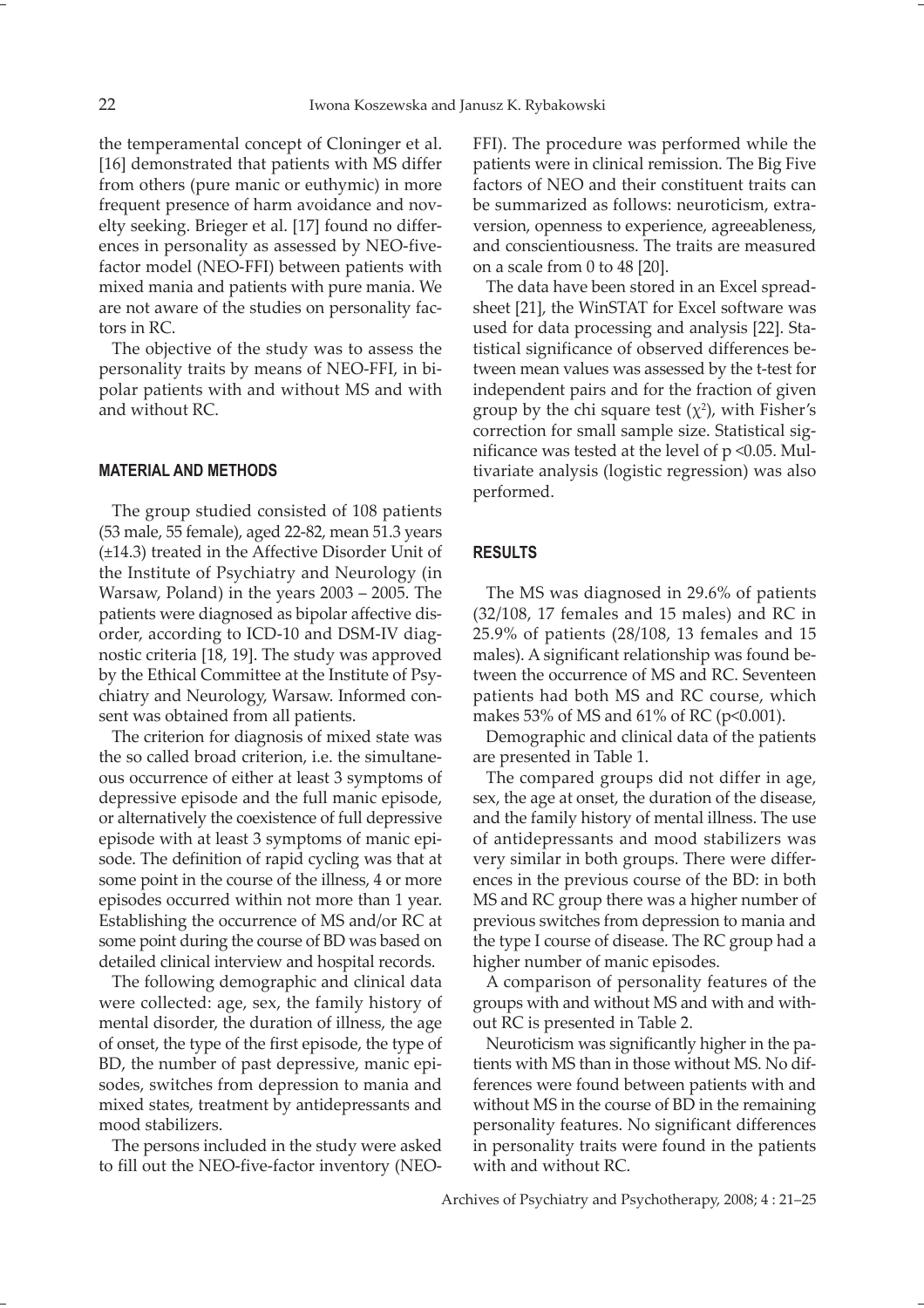the temperamental concept of Cloninger et al. [16] demonstrated that patients with MS differ from others (pure manic or euthymic) in more frequent presence of harm avoidance and novelty seeking. Brieger et al. [17] found no differences in personality as assessed by NEO-five-factor model (NEO-FFI) between patients with mixed mania and patients with pure mania. We are not aware of the studies on personality factors in RC.

The objective of the study was to assess the personality traits by means of NEO-FFI, in bipolar patients with and without MS and with and without RC.

## MATERIAL AND METHODS

The group studied consisted of 108 patients (53 male, 55 female), aged 22-82, mean 51.3 years (±14.3) treated in the Affective Disorder Unit of the Institute of Psychiatry and Neurology (in Warsaw, Poland) in the years 2003 – 2005. The patients were diagnosed as bipolar affective disorder, according to ICD-10 and DSM-IV diagnostic criteria [18, 19]. The study was approved by the Ethical Committee at the Institute of Psychiatry and Neurology, Warsaw. Informed consent was obtained from all patients.

The criterion for diagnosis of mixed state was the so called broad criterion, i.e. the simultaneous occurrence of either at least 3 symptoms of depressive episode and the full manic episode, or alternatively the coexistence of full depressive episode with at least 3 symptoms of manic episode. The definition of rapid cycling was that at some point in the course of the illness, 4 or more episodes occurred within not more than 1 year. Establishing the occurrence of MS and/or RC at some point during the course of BD was based on detailed clinical interview and hospital records.

The following demographic and clinical data were collected: age, sex, the family history of mental disorder, the duration of illness, the age of onset, the type of the first episode, the type of BD, the number of past depressive, manic episodes, switches from depression to mania and mixed states, treatment by antidepressants and mood stabilizers.

The persons included in the study were asked to fill out the NEO-five-factor inventory (NEO-FFI). The procedure was performed while the patients were in clinical remission. The Big Five factors of NEO and their constituent traits can be summarized as follows: neuroticism, extraversion, openness to experience, agreeableness, and conscientiousness. The traits are measured on a scale from 0 to 48 [20].

The data have been stored in an Excel spreadsheet [21], the WinSTAT for Excel software was used for data processing and analysis [22]. Statistical significance of observed differences between mean values was assessed by the t-test for independent pairs and for the fraction of given group by the chi square test ($\chi^2$), with Fisher's correction for small sample size. Statistical significance was tested at the level of $p < 0.05$. Multivariate analysis (logistic regression) was also performed.

## RESULTS

The MS was diagnosed in 29.6% of patients (32/108, 17 females and 15 males) and RC in 25.9% of patients (28/108, 13 females and 15 males). A significant relationship was found between the occurrence of MS and RC. Seventeen patients had both MS and RC course, which makes 53% of MS and 61% of RC ($p<0.001$).

Demographic and clinical data of the patients are presented in Table 1.

The compared groups did not differ in age, sex, the age at onset, the duration of the disease, and the family history of mental illness. The use of antidepressants and mood stabilizers was very similar in both groups. There were differences in the previous course of the BD: in both MS and RC group there was a higher number of previous switches from depression to mania and the type I course of disease. The RC group had a higher number of manic episodes.

A comparison of personality features of the groups with and without MS and with and without RC is presented in Table 2.

Neuroticism was significantly higher in the patients with MS than in those without MS. No differences were found between patients with and without MS in the course of BD in the remaining personality features. No significant differences in personality traits were found in the patients with and without RC.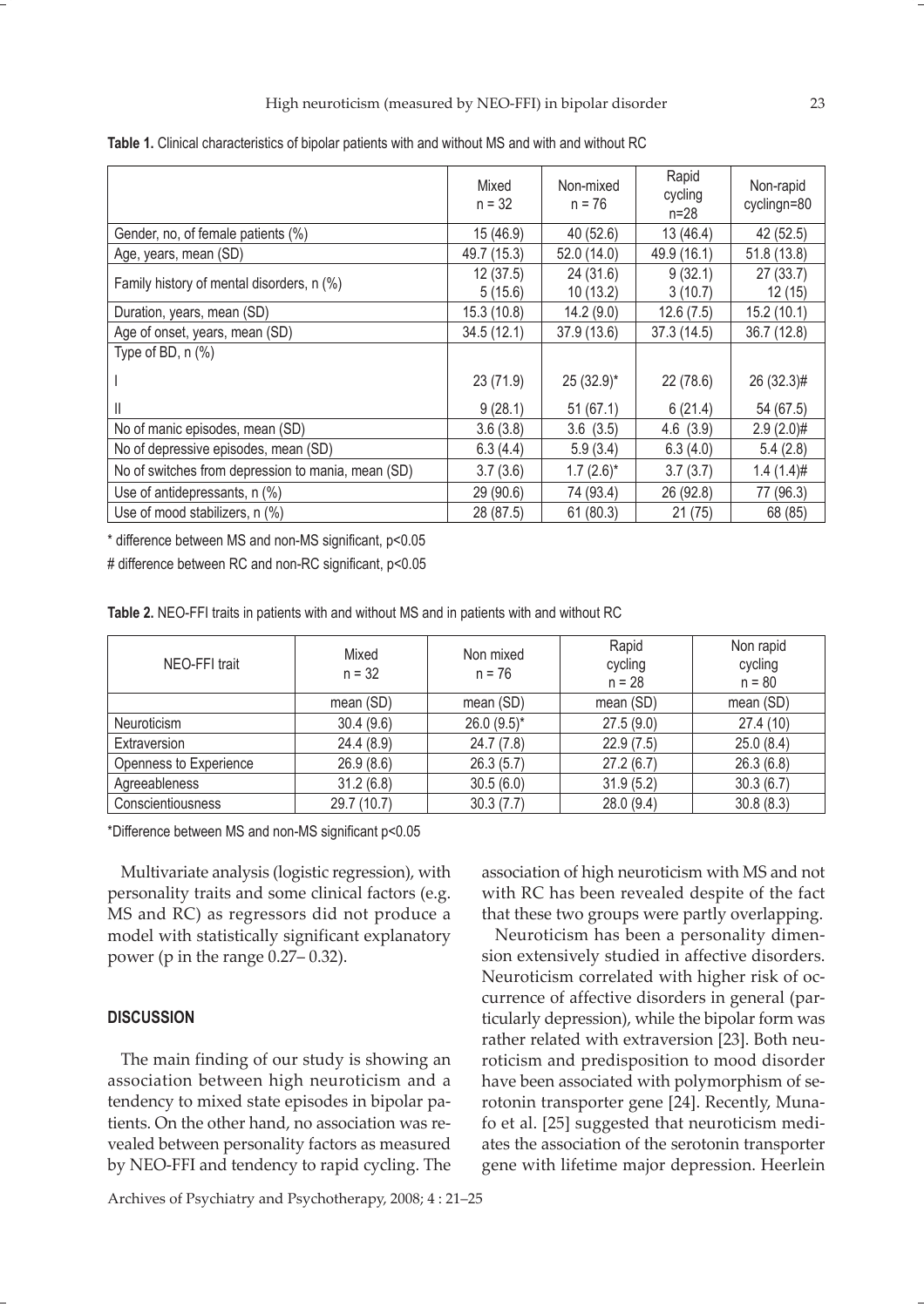**Table 1.** Clinical characteristics of bipolar patients with and without MS and with and without RC

| | Mixed n = 32 | Non-mixed n = 76 | Rapid cycling n=28 | Non-rapid cyclingn=80 |
|---|---|---|---|---|
| Gender, no, of female patients (%) | 15 (46.9) | 40 (52.6) | 13 (46.4) | 42 (52.5) |
| Age, years, mean (SD) | 49.7 (15.3) | 52.0 (14.0) | 49.9 (16.1) | 51.8 (13.8) |
| Family history of mental disorders, n (%) | 12 (37.5)<br>5 (15.6) | 24 (31.6)<br>10 (13.2) | 9 (32.1)<br>3 (10.7) | 27 (33.7)<br>12 (15) |
| Duration, years, mean (SD) | 15.3 (10.8) | 14.2 (9.0) | 12.6 (7.5) | 15.2 (10.1) |
| Age of onset, years, mean (SD) | 34.5 (12.1) | 37.9 (13.6) | 37.3 (14.5) | 36.7 (12.8) |
| Type of BD, n (%) | | | | |
| I | 23 (71.9) | 25 (32.9)* | 22 (78.6) | 26 (32.3)# |
| II | 9 (28.1) | 51 (67.1) | 6 (21.4) | 54 (67.5) |
| No of manic episodes, mean (SD) | 3.6 (3.8) | 3.6 (3.5) | 4.6 (3.9) | 2.9 (2.0)# |
| No of depressive episodes, mean (SD) | 6.3 (4.4) | 5.9 (3.4) | 6.3 (4.0) | 5.4 (2.8) |
| No of switches from depression to mania, mean (SD) | 3.7 (3.6) | 1.7 (2.6)* | 3.7 (3.7) | 1.4 (1.4)# |
| Use of antidepressants, n (%) | 29 (90.6) | 74 (93.4) | 26 (92.8) | 77 (96.3) |
| Use of mood stabilizers, n (%) | 28 (87.5) | 61 (80.3) | 21 (75) | 68 (85) |

* difference between MS and non-MS significant, $p<0.05$

# difference between RC and non-RC significant, $p<0.05$

**Table 2.** NEO-FFI traits in patients with and without MS and in patients with and without RC

| NEO-FFI trait | Mixed n = 32 | Non mixed n = 76 | Rapid cycling n = 28 | Non rapid cycling n = 80 |
|---|---|---|---|---|
| | mean (SD) | mean (SD) | mean (SD) | mean (SD) |
| Neuroticism | 30.4 (9.6) | 26.0 (9.5)* | 27.5 (9.0) | 27.4 (10) |
| Extraversion | 24.4 (8.9) | 24.7 (7.8) | 22.9 (7.5) | 25.0 (8.4) |
| Openness to Experience | 26.9 (8.6) | 26.3 (5.7) | 27.2 (6.7) | 26.3 (6.8) |
| Agreeableness | 31.2 (6.8) | 30.5 (6.0) | 31.9 (5.2) | 30.3 (6.7) |
| Conscientiousness | 29.7 (10.7) | 30.3 (7.7) | 28.0 (9.4) | 30.8 (8.3) |

*Difference between MS and non-MS significant $p<0.05$

Multivariate analysis (logistic regression), with personality traits and some clinical factors (e.g. MS and RC) as regressors did not produce a model with statistically significant explanatory power (p in the range 0.27– 0.32).

## DISCUSSION

The main finding of our study is showing an association between high neuroticism and a tendency to mixed state episodes in bipolar patients. On the other hand, no association was revealed between personality factors as measured by NEO-FFI and tendency to rapid cycling. The association of high neuroticism with MS and not with RC has been revealed despite of the fact that these two groups were partly overlapping.

Neuroticism has been a personality dimension extensively studied in affective disorders. Neuroticism correlated with higher risk of occurrence of affective disorders in general (particularly depression), while the bipolar form was rather related with extraversion [23]. Both neuroticism and predisposition to mood disorder have been associated with polymorphism of serotonin transporter gene [24]. Recently, Munafo et al. [25] suggested that neuroticism mediates the association of the serotonin transporter gene with lifetime major depression. Heerlein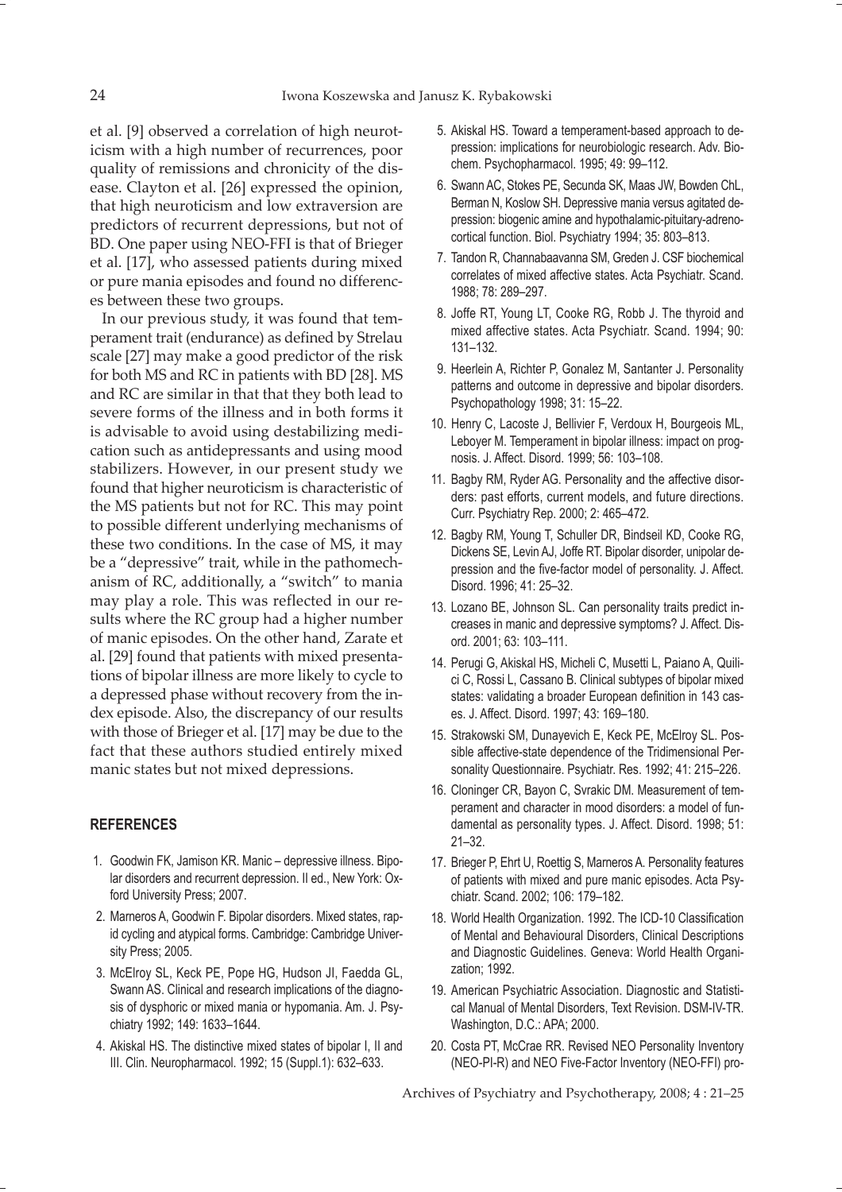et al. [9] observed a correlation of high neuroticism with a high number of recurrences, poor quality of remissions and chronicity of the disease. Clayton et al. [26] expressed the opinion, that high neuroticism and low extraversion are predictors of recurrent depressions, but not of BD. One paper using NEO-FFI is that of Brieger et al. [17], who assessed patients during mixed or pure mania episodes and found no differences between these two groups.

In our previous study, it was found that temperament trait (endurance) as defined by Strelau scale [27] may make a good predictor of the risk for both MS and RC in patients with BD [28]. MS and RC are similar in that that they both lead to severe forms of the illness and in both forms it is advisable to avoid using destabilizing medication such as antidepressants and using mood stabilizers. However, in our present study we found that higher neuroticism is characteristic of the MS patients but not for RC. This may point to possible different underlying mechanisms of these two conditions. In the case of MS, it may be a "depressive" trait, while in the pathomechanism of RC, additionally, a "switch" to mania may play a role. This was reflected in our results where the RC group had a higher number of manic episodes. On the other hand, Zarate et al. [29] found that patients with mixed presentations of bipolar illness are more likely to cycle to a depressed phase without recovery from the index episode. Also, the discrepancy of our results with those of Brieger et al. [17] may be due to the fact that these authors studied entirely mixed manic states but not mixed depressions.

## REFERENCES

1. Goodwin FK, Jamison KR. Manic – depressive illness. Bipolar disorders and recurrent depression. II ed., New York: Oxford University Press; 2007.
2. Marneros A, Goodwin F. Bipolar disorders. Mixed states, rapid cycling and atypical forms. Cambridge: Cambridge University Press; 2005.
3. McElroy SL, Keck PE, Pope HG, Hudson JI, Faedda GL, Swann AS. Clinical and research implications of the diagnosis of dysphoric or mixed mania or hypomania. Am. J. Psychiatry 1992; 149: 1633–1644.
4. Akiskal HS. The distinctive mixed states of bipolar I, II and III. Clin. Neuropharmacol. 1992; 15 (Suppl.1): 632–633.
5. Akiskal HS. Toward a temperament-based approach to depression: implications for neurobiologic research. Adv. Biochem. Psychopharmacol. 1995; 49: 99–112.
6. Swann AC, Stokes PE, Secunda SK, Maas JW, Bowden ChL, Berman N, Koslow SH. Depressive mania versus agitated depression: biogenic amine and hypothalamic-pituitary-adrenocortical function. Biol. Psychiatry 1994; 35: 803–813.
7. Tandon R, Channabaavanna SM, Greden J. CSF biochemical correlates of mixed affective states. Acta Psychiatr. Scand. 1988; 78: 289–297.
8. Joffe RT, Young LT, Cooke RG, Robb J. The thyroid and mixed affective states. Acta Psychiatr. Scand. 1994; 90: 131–132.
9. Heerlein A, Richter P, Gonalez M, Santanter J. Personality patterns and outcome in depressive and bipolar disorders. Psychopathology 1998; 31: 15–22.
10. Henry C, Lacoste J, Bellivier F, Verdoux H, Bourgeois ML, Leboyer M. Temperament in bipolar illness: impact on prognosis. J. Affect. Disord. 1999; 56: 103–108.
11. Bagby RM, Ryder AG. Personality and the affective disorders: past efforts, current models, and future directions. Curr. Psychiatry Rep. 2000; 2: 465–472.
12. Bagby RM, Young T, Schuller DR, Bindseil KD, Cooke RG, Dickens SE, Levin AJ, Joffe RT. Bipolar disorder, unipolar depression and the five-factor model of personality. J. Affect. Disord. 1996; 41: 25–32.
13. Lozano BE, Johnson SL. Can personality traits predict increases in manic and depressive symptoms? J. Affect. Disord. 2001; 63: 103–111.
14. Perugi G, Akiskal HS, Micheli C, Musetti L, Paiano A, Quilici C, Rossi L, Cassano B. Clinical subtypes of bipolar mixed states: validating a broader European definition in 143 cases. J. Affect. Disord. 1997; 43: 169–180.
15. Strakowski SM, Dunayevich E, Keck PE, McElroy SL. Possible affective-state dependence of the Tridimensional Personality Questionnaire. Psychiatr. Res. 1992; 41: 215–226.
16. Cloninger CR, Bayon C, Svrakic DM. Measurement of temperament and character in mood disorders: a model of fundamental as personality types. J. Affect. Disord. 1998; 51: 21–32.
17. Brieger P, Ehrt U, Roettig S, Marneros A. Personality features of patients with mixed and pure manic episodes. Acta Psychiatr. Scand. 2002; 106: 179–182.
18. World Health Organization. 1992. The ICD-10 Classification of Mental and Behavioural Disorders, Clinical Descriptions and Diagnostic Guidelines. Geneva: World Health Organization; 1992.
19. American Psychiatric Association. Diagnostic and Statistical Manual of Mental Disorders, Text Revision. DSM-IV-TR. Washington, D.C.: APA; 2000.
20. Costa PT, McCrae RR. Revised NEO Personality Inventory (NEO-PI-R) and NEO Five-Factor Inventory (NEO-FFI) pro-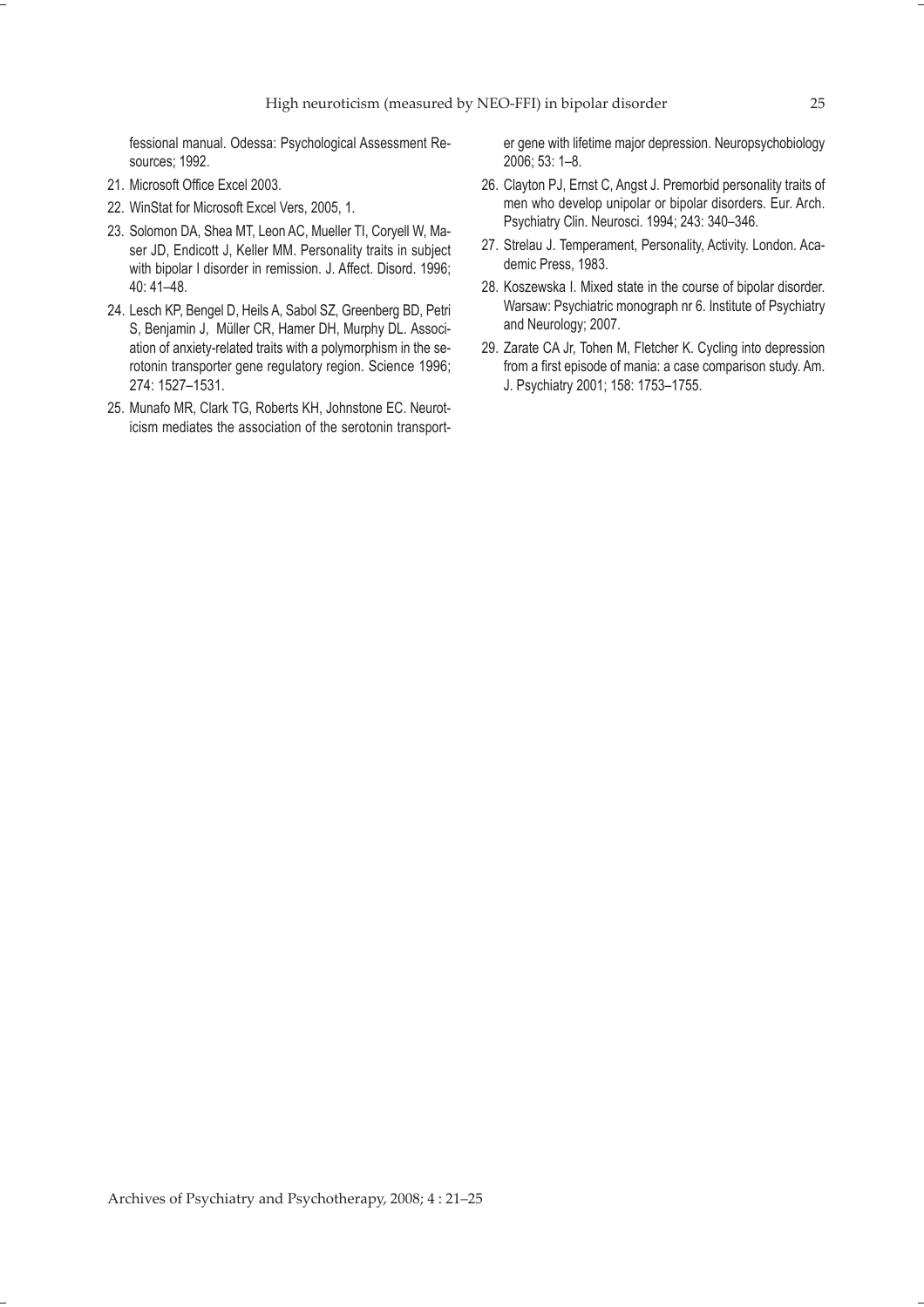fessional manual. Odessa: Psychological Assessment Resources; 1992.

21. Microsoft Office Excel 2003.
22. WinStat for Microsoft Excel Vers, 2005, 1.
23. Solomon DA, Shea MT, Leon AC, Mueller TI, Coryell W, Maser JD, Endicott J, Keller MM. Personality traits in subject with bipolar I disorder in remission. J. Affect. Disord. 1996; 40: 41–48.
24. Lesch KP, Bengel D, Heils A, Sabol SZ, Greenberg BD, Petri S, Benjamin J, Müller CR, Hamer DH, Murphy DL. Association of anxiety-related traits with a polymorphism in the serotonin transporter gene regulatory region. Science 1996; 274: 1527–1531.
25. Munafo MR, Clark TG, Roberts KH, Johnstone EC. Neuroticism mediates the association of the serotonin transporter gene with lifetime major depression. Neuropsychobiology 2006; 53: 1–8.
26. Clayton PJ, Ernst C, Angst J. Premorbid personality traits of men who develop unipolar or bipolar disorders. Eur. Arch. Psychiatry Clin. Neurosci. 1994; 243: 340–346.
27. Strelau J. Temperament, Personality, Activity. London. Academic Press, 1983.
28. Koszewska I. Mixed state in the course of bipolar disorder. Warsaw: Psychiatric monograph nr 6. Institute of Psychiatry and Neurology; 2007.
29. Zarate CA Jr, Tohen M, Fletcher K. Cycling into depression from a first episode of mania: a case comparison study. Am. J. Psychiatry 2001; 158: 1753–1755.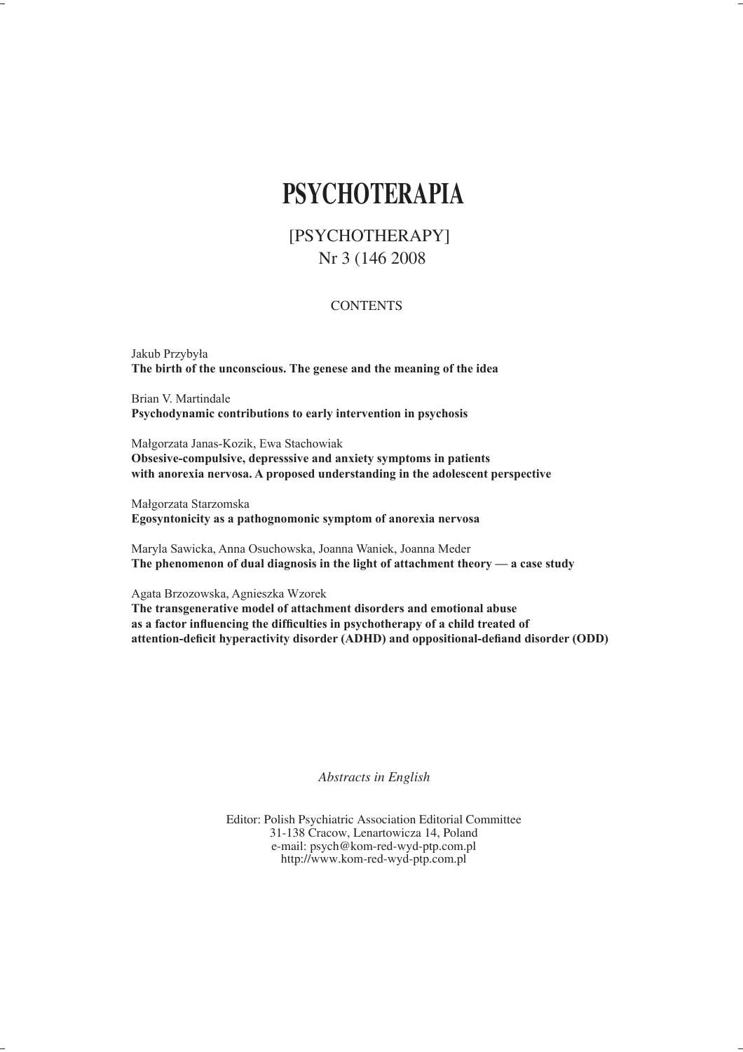# PSYCHOTERAPIA

[PSYCHOTHERAPY]
Nr 3 (146 2008

CONTENTS

Jakub Przybyła
**The birth of the unconscious. The genese and the meaning of the idea**

Brian V. Martindale
**Psychodynamic contributions to early intervention in psychosis**

Małgorzata Janas-Kozik, Ewa Stachowiak
**Obsesive-compulsive, depresssive and anxiety symptoms in patients with anorexia nervosa. A proposed understanding in the adolescent perspective**

Małgorzata Starzomska
**Egosyntonicity as a pathognomonic symptom of anorexia nervosa**

Maryla Sawicka, Anna Osuchowska, Joanna Waniek, Joanna Meder
**The phenomenon of dual diagnosis in the light of attachment theory — a case study**

Agata Brzozowska, Agnieszka Wzorek
**The transgenerative model of attachment disorders and emotional abuse as a factor influencing the difficulties in psychotherapy of a child treated of attention-deficit hyperactivity disorder (ADHD) and oppositional-defiand disorder (ODD)**

*Abstracts in English*

Editor: Polish Psychiatric Association Editorial Committee
31-138 Cracow, Lenartowicza 14, Poland
e-mail: psych@kom-red-wyd-ptp.com.pl
http://www.kom-red-wyd-ptp.com.pl